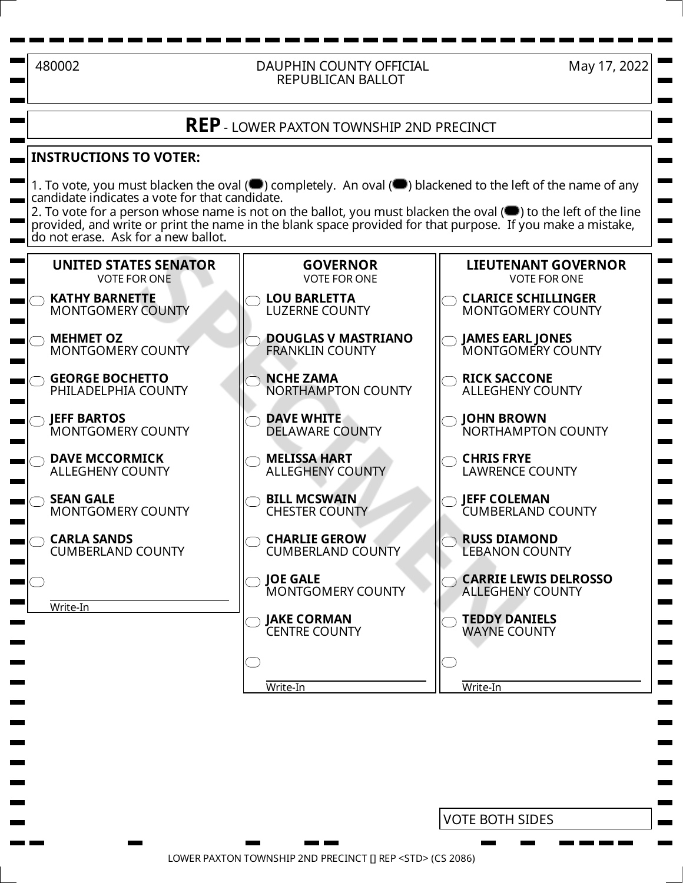480002

DAUPHIN COUNTY OFFICIAL
REPUBLICAN BALLOT

May 17, 2022

# REP - LOWER PAXTON TOWNSHIP 2ND PRECINCT

**INSTRUCTIONS TO VOTER:**

1. To vote, you must blacken the oval (⬬) completely. An oval (⬬) blackened to the left of the name of any candidate indicates a vote for that candidate.
2. To vote for a person whose name is not on the ballot, you must blacken the oval (⬬) to the left of the line provided, and write or print the name in the blank space provided for that purpose. If you make a mistake, do not erase. Ask for a new ballot.

## UNITED STATES SENATOR
VOTE FOR ONE

- **KATHY BARNETTE** MONTGOMERY COUNTY
- **MEHMET OZ** MONTGOMERY COUNTY
- **GEORGE BOCHETTO** PHILADELPHIA COUNTY
- **JEFF BARTOS** MONTGOMERY COUNTY
- **DAVE MCCORMICK** ALLEGHENY COUNTY
- **SEAN GALE** MONTGOMERY COUNTY
- **CARLA SANDS** CUMBERLAND COUNTY
- Write-In

## GOVERNOR
VOTE FOR ONE

- **LOU BARLETTA** LUZERNE COUNTY
- **DOUGLAS V MASTRIANO** FRANKLIN COUNTY
- **NCHE ZAMA** NORTHAMPTON COUNTY
- **DAVE WHITE** DELAWARE COUNTY
- **MELISSA HART** ALLEGHENY COUNTY
- **BILL MCSWAIN** CHESTER COUNTY
- **CHARLIE GEROW** CUMBERLAND COUNTY
- **JOE GALE** MONTGOMERY COUNTY
- **JAKE CORMAN** CENTRE COUNTY
- Write-In

## LIEUTENANT GOVERNOR
VOTE FOR ONE

- **CLARICE SCHILLINGER** MONTGOMERY COUNTY
- **JAMES EARL JONES** MONTGOMERY COUNTY
- **RICK SACCONE** ALLEGHENY COUNTY
- **JOHN BROWN** NORTHAMPTON COUNTY
- **CHRIS FRYE** LAWRENCE COUNTY
- **JEFF COLEMAN** CUMBERLAND COUNTY
- **RUSS DIAMOND** LEBANON COUNTY
- **CARRIE LEWIS DELROSSO** ALLEGHENY COUNTY
- **TEDDY DANIELS** WAYNE COUNTY
- Write-In

VOTE BOTH SIDES

LOWER PAXTON TOWNSHIP 2ND PRECINCT [] REP <STD> (CS 2086)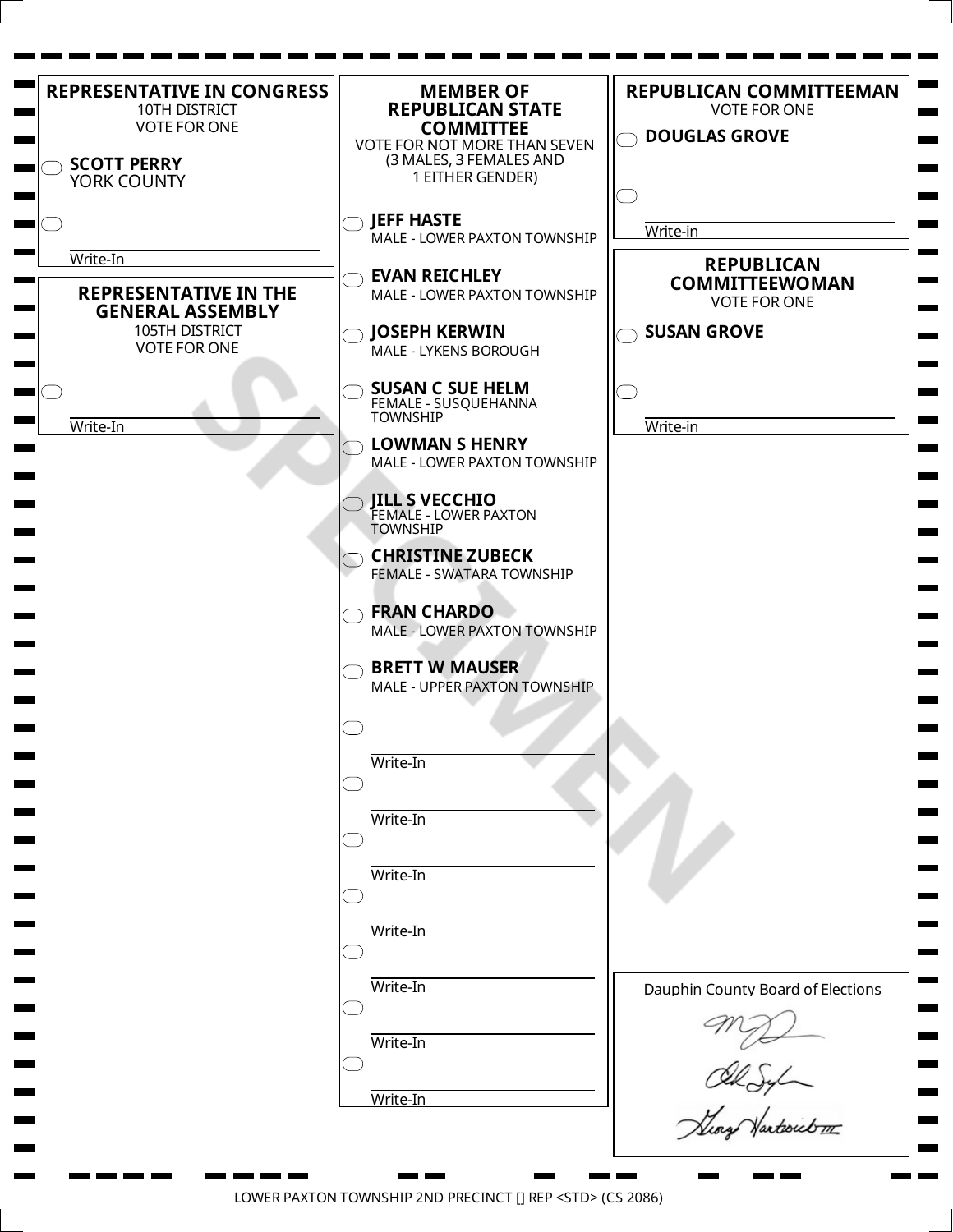## REPRESENTATIVE IN CONGRESS

10TH DISTRICT
VOTE FOR ONE

- SCOTT PERRY
  YORK COUNTY
- Write-In

## REPRESENTATIVE IN THE GENERAL ASSEMBLY

105TH DISTRICT
VOTE FOR ONE

- Write-In

## MEMBER OF REPUBLICAN STATE COMMITTEE

VOTE FOR NOT MORE THAN SEVEN
(3 MALES, 3 FEMALES AND
1 EITHER GENDER)

- **JEFF HASTE**
  MALE - LOWER PAXTON TOWNSHIP
- **EVAN REICHLEY**
  MALE - LOWER PAXTON TOWNSHIP
- **JOSEPH KERWIN**
  MALE - LYKENS BOROUGH
- **SUSAN C SUE HELM**
  FEMALE - SUSQUEHANNA TOWNSHIP
- **LOWMAN S HENRY**
  MALE - LOWER PAXTON TOWNSHIP
- **JILL S VECCHIO**
  FEMALE - LOWER PAXTON TOWNSHIP
- **CHRISTINE ZUBECK**
  FEMALE - SWATARA TOWNSHIP
- **FRAN CHARDO**
  MALE - LOWER PAXTON TOWNSHIP
- **BRETT W MAUSER**
  MALE - UPPER PAXTON TOWNSHIP
- Write-In
- Write-In
- Write-In
- Write-In
- Write-In
- Write-In
- Write-In

## REPUBLICAN COMMITTEEMAN

VOTE FOR ONE

- **DOUGLAS GROVE**
- Write-in

## REPUBLICAN COMMITTEEWOMAN

VOTE FOR ONE

- **SUSAN GROVE**
- Write-in

Dauphin County Board of Elections

SPECIMEN

LOWER PAXTON TOWNSHIP 2ND PRECINCT [] REP <STD> (CS 2086)